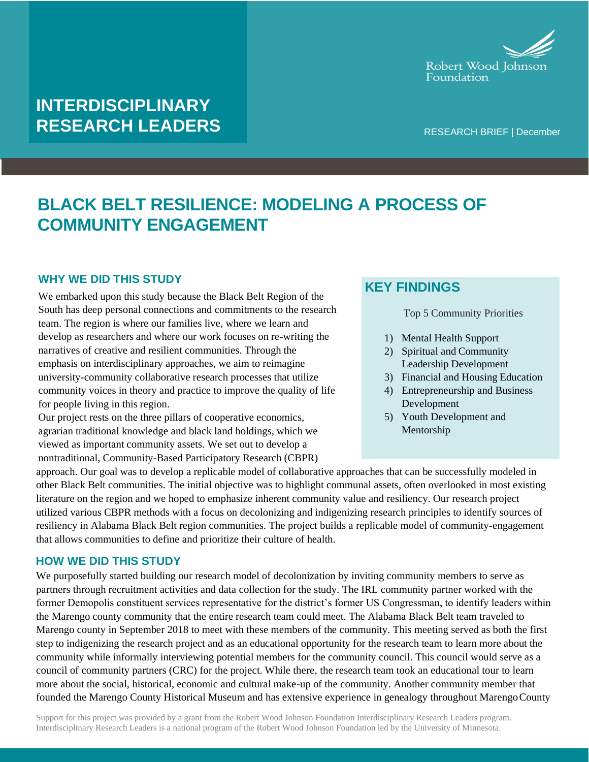# INTERDISCIPLINARY RESEARCH LEADERS

Robert Wood Johnson Foundation

RESEARCH BRIEF | December

# BLACK BELT RESILIENCE: MODELING A PROCESS OF COMMUNITY ENGAGEMENT

## WHY WE DID THIS STUDY

We embarked upon this study because the Black Belt Region of the South has deep personal connections and commitments to the research team. The region is where our families live, where we learn and develop as researchers and where our work focuses on re-writing the narratives of creative and resilient communities. Through the emphasis on interdisciplinary approaches, we aim to reimagine university-community collaborative research processes that utilize community voices in theory and practice to improve the quality of life for people living in this region.

Our project rests on the three pillars of cooperative economics, agrarian traditional knowledge and black land holdings, which we viewed as important community assets. We set out to develop a nontraditional, Community-Based Participatory Research (CBPR) approach. Our goal was to develop a replicable model of collaborative approaches that can be successfully modeled in other Black Belt communities. The initial objective was to highlight communal assets, often overlooked in most existing literature on the region and we hoped to emphasize inherent community value and resiliency. Our research project utilized various CBPR methods with a focus on decolonizing and indigenizing research principles to identify sources of resiliency in Alabama Black Belt region communities. The project builds a replicable model of community-engagement that allows communities to define and prioritize their culture of health.

## KEY FINDINGS

Top 5 Community Priorities

1) Mental Health Support
2) Spiritual and Community Leadership Development
3) Financial and Housing Education
4) Entrepreneurship and Business Development
5) Youth Development and Mentorship

## HOW WE DID THIS STUDY

We purposefully started building our research model of decolonization by inviting community members to serve as partners through recruitment activities and data collection for the study. The IRL community partner worked with the former Demopolis constituent services representative for the district's former US Congressman, to identify leaders within the Marengo county community that the entire research team could meet. The Alabama Black Belt team traveled to Marengo county in September 2018 to meet with these members of the community. This meeting served as both the first step to indigenizing the research project and as an educational opportunity for the research team to learn more about the community while informally interviewing potential members for the community council. This council would serve as a council of community partners (CRC) for the project. While there, the research team took an educational tour to learn more about the social, historical, economic and cultural make-up of the community. Another community member that founded the Marengo County Historical Museum and has extensive experience in genealogy throughout Marengo County

Support for this project was provided by a grant from the Robert Wood Johnson Foundation Interdisciplinary Research Leaders program. Interdisciplinary Research Leaders is a national program of the Robert Wood Johnson Foundation led by the University of Minnesota.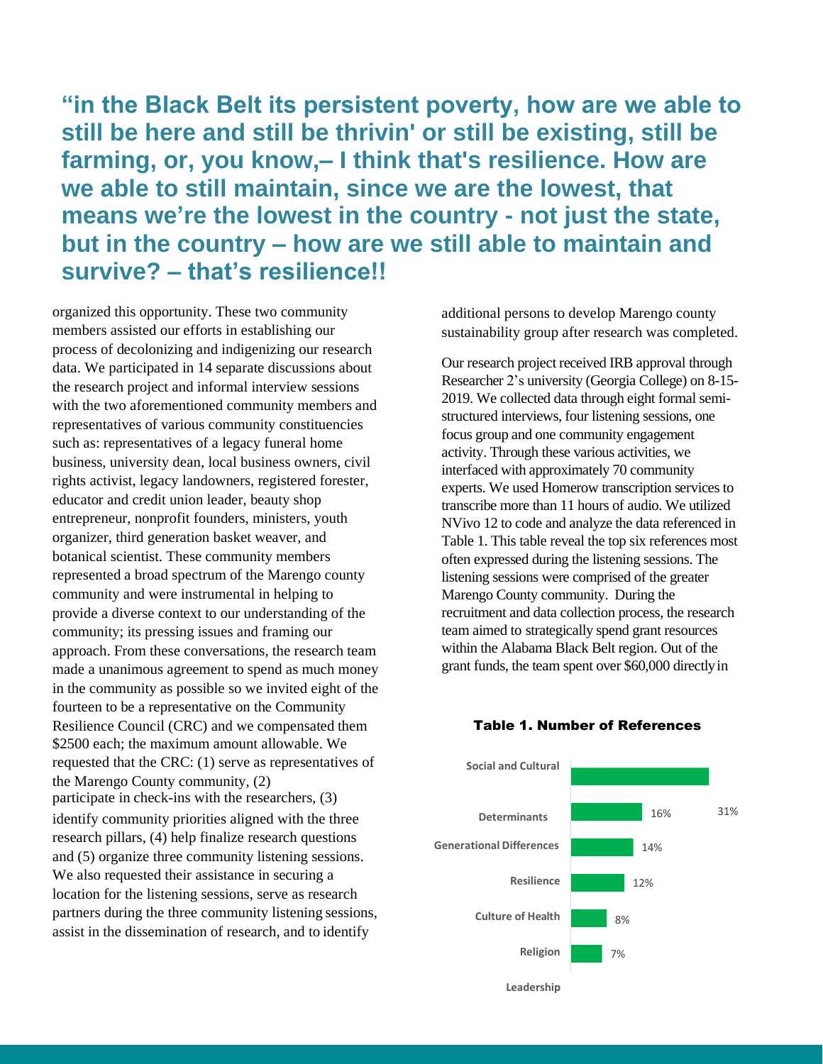**"in the Black Belt its persistent poverty, how are we able to still be here and still be thrivin' or still be existing, still be farming, or, you know,– I think that's resilience. How are we able to still maintain, since we are the lowest, that means we're the lowest in the country - not just the state, but in the country – how are we still able to maintain and survive? – that's resilience!!**

organized this opportunity. These two community members assisted our efforts in establishing our process of decolonizing and indigenizing our research data. We participated in 14 separate discussions about the research project and informal interview sessions with the two aforementioned community members and representatives of various community constituencies such as: representatives of a legacy funeral home business, university dean, local business owners, civil rights activist, legacy landowners, registered forester, educator and credit union leader, beauty shop entrepreneur, nonprofit founders, ministers, youth organizer, third generation basket weaver, and botanical scientist. These community members represented a broad spectrum of the Marengo county community and were instrumental in helping to provide a diverse context to our understanding of the community; its pressing issues and framing our approach. From these conversations, the research team made a unanimous agreement to spend as much money in the community as possible so we invited eight of the fourteen to be a representative on the Community Resilience Council (CRC) and we compensated them $2500 each; the maximum amount allowable. We requested that the CRC: (1) serve as representatives of the Marengo County community, (2) participate in check-ins with the researchers, (3) identify community priorities aligned with the three research pillars, (4) help finalize research questions and (5) organize three community listening sessions. We also requested their assistance in securing a location for the listening sessions, serve as research partners during the three community listening sessions, assist in the dissemination of research, and to identify additional persons to develop Marengo county sustainability group after research was completed.

Our research project received IRB approval through Researcher 2's university (Georgia College) on 8-15-2019. We collected data through eight formal semi-structured interviews, four listening sessions, one focus group and one community engagement activity. Through these various activities, we interfaced with approximately 70 community experts. We used Homerow transcription services to transcribe more than 11 hours of audio. We utilized NVivo 12 to code and analyze the data referenced in Table 1. This table reveal the top six references most often expressed during the listening sessions. The listening sessions were comprised of the greater Marengo County community. During the recruitment and data collection process, the research team aimed to strategically spend grant resources within the Alabama Black Belt region. Out of the grant funds, the team spent over $60,000 directly in

**Table 1. Number of References**

| Reference | Percentage |
|---|---|
| Social and Cultural Determinants | 31% |
| Generational Differences | 16% |
| Resilience | 14% |
| Culture of Health | 12% |
| Religion | 8% |
| Leadership | 7% |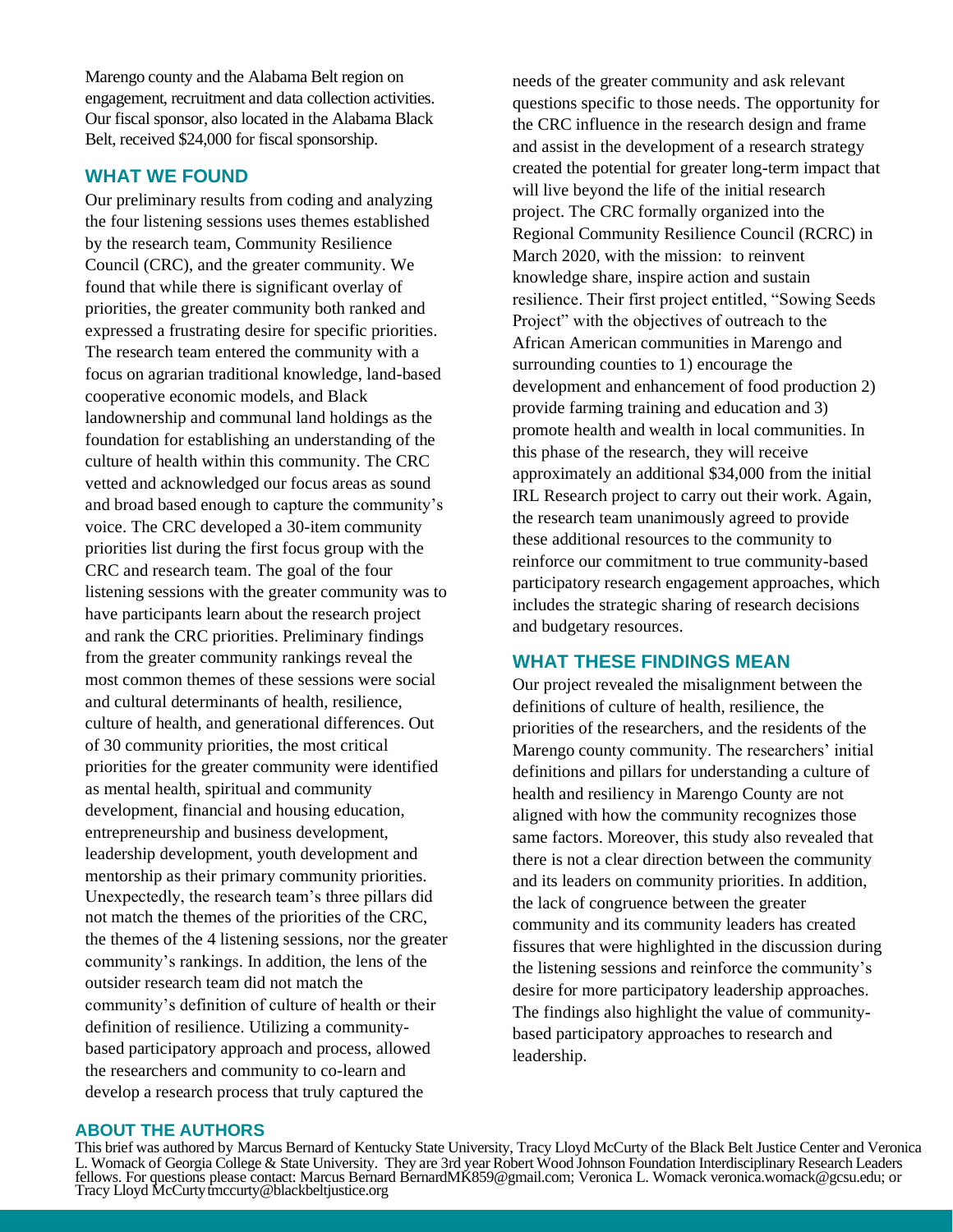Marengo county and the Alabama Belt region on engagement, recruitment and data collection activities. Our fiscal sponsor, also located in the Alabama Black Belt, received $24,000 for fiscal sponsorship.

## WHAT WE FOUND

Our preliminary results from coding and analyzing the four listening sessions uses themes established by the research team, Community Resilience Council (CRC), and the greater community. We found that while there is significant overlay of priorities, the greater community both ranked and expressed a frustrating desire for specific priorities. The research team entered the community with a focus on agrarian traditional knowledge, land-based cooperative economic models, and Black landownership and communal land holdings as the foundation for establishing an understanding of the culture of health within this community. The CRC vetted and acknowledged our focus areas as sound and broad based enough to capture the community's voice. The CRC developed a 30-item community priorities list during the first focus group with the CRC and research team. The goal of the four listening sessions with the greater community was to have participants learn about the research project and rank the CRC priorities. Preliminary findings from the greater community rankings reveal the most common themes of these sessions were social and cultural determinants of health, resilience, culture of health, and generational differences. Out of 30 community priorities, the most critical priorities for the greater community were identified as mental health, spiritual and community development, financial and housing education, entrepreneurship and business development, leadership development, youth development and mentorship as their primary community priorities. Unexpectedly, the research team's three pillars did not match the themes of the priorities of the CRC, the themes of the 4 listening sessions, nor the greater community's rankings. In addition, the lens of the outsider research team did not match the community's definition of culture of health or their definition of resilience. Utilizing a community-based participatory approach and process, allowed the researchers and community to co-learn and develop a research process that truly captured the needs of the greater community and ask relevant questions specific to those needs. The opportunity for the CRC influence in the research design and frame and assist in the development of a research strategy created the potential for greater long-term impact that will live beyond the life of the initial research project. The CRC formally organized into the Regional Community Resilience Council (RCRC) in March 2020, with the mission: to reinvent knowledge share, inspire action and sustain resilience. Their first project entitled, "Sowing Seeds Project" with the objectives of outreach to the African American communities in Marengo and surrounding counties to 1) encourage the development and enhancement of food production 2) provide farming training and education and 3) promote health and wealth in local communities. In this phase of the research, they will receive approximately an additional $34,000 from the initial IRL Research project to carry out their work. Again, the research team unanimously agreed to provide these additional resources to the community to reinforce our commitment to true community-based participatory research engagement approaches, which includes the strategic sharing of research decisions and budgetary resources.

## WHAT THESE FINDINGS MEAN

Our project revealed the misalignment between the definitions of culture of health, resilience, the priorities of the researchers, and the residents of the Marengo county community. The researchers' initial definitions and pillars for understanding a culture of health and resiliency in Marengo County are not aligned with how the community recognizes those same factors. Moreover, this study also revealed that there is not a clear direction between the community and its leaders on community priorities. In addition, the lack of congruence between the greater community and its community leaders has created fissures that were highlighted in the discussion during the listening sessions and reinforce the community's desire for more participatory leadership approaches. The findings also highlight the value of community-based participatory approaches to research and leadership.

## ABOUT THE AUTHORS

This brief was authored by Marcus Bernard of Kentucky State University, Tracy Lloyd McCurty of the Black Belt Justice Center and Veronica L. Womack of Georgia College & State University. They are 3rd year Robert Wood Johnson Foundation Interdisciplinary Research Leaders fellows. For questions please contact: Marcus Bernard BernardMK859@gmail.com; Veronica L. Womack veronica.womack@gcsu.edu; or Tracy Lloyd McCurty tmccurty@blackbeltjustice.org